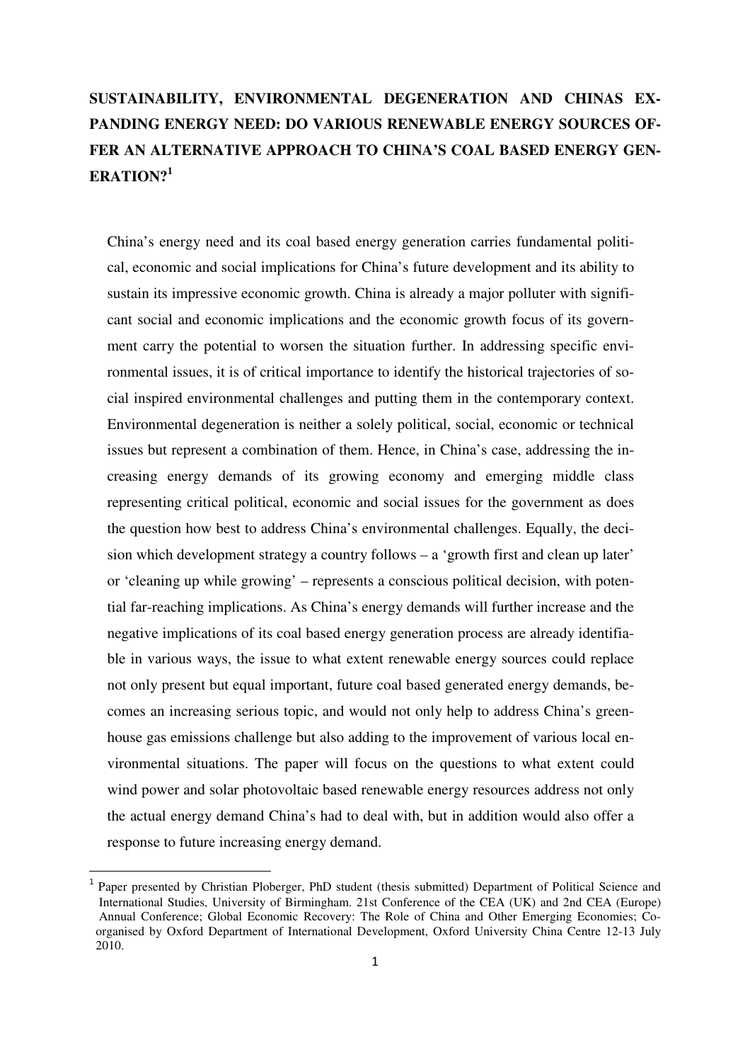# SUSTAINABILITY, ENVIRONMENTAL DEGENERATION AND CHINAS EXPANDING ENERGY NEED: DO VARIOUS RENEWABLE ENERGY SOURCES OFFER AN ALTERNATIVE APPROACH TO CHINA'S COAL BASED ENERGY GENERATION?[1]

China's energy need and its coal based energy generation carries fundamental political, economic and social implications for China's future development and its ability to sustain its impressive economic growth. China is already a major polluter with significant social and economic implications and the economic growth focus of its government carry the potential to worsen the situation further. In addressing specific environmental issues, it is of critical importance to identify the historical trajectories of social inspired environmental challenges and putting them in the contemporary context. Environmental degeneration is neither a solely political, social, economic or technical issues but represent a combination of them. Hence, in China's case, addressing the increasing energy demands of its growing economy and emerging middle class representing critical political, economic and social issues for the government as does the question how best to address China's environmental challenges. Equally, the decision which development strategy a country follows – a 'growth first and clean up later' or 'cleaning up while growing' – represents a conscious political decision, with potential far-reaching implications. As China's energy demands will further increase and the negative implications of its coal based energy generation process are already identifiable in various ways, the issue to what extent renewable energy sources could replace not only present but equal important, future coal based generated energy demands, becomes an increasing serious topic, and would not only help to address China's greenhouse gas emissions challenge but also adding to the improvement of various local environmental situations. The paper will focus on the questions to what extent could wind power and solar photovoltaic based renewable energy resources address not only the actual energy demand China's had to deal with, but in addition would also offer a response to future increasing energy demand.

[1] Paper presented by Christian Ploberger, PhD student (thesis submitted) Department of Political Science and International Studies, University of Birmingham. 21st Conference of the CEA (UK) and 2nd CEA (Europe) Annual Conference; Global Economic Recovery: The Role of China and Other Emerging Economies; Co-organised by Oxford Department of International Development, Oxford University China Centre 12-13 July 2010.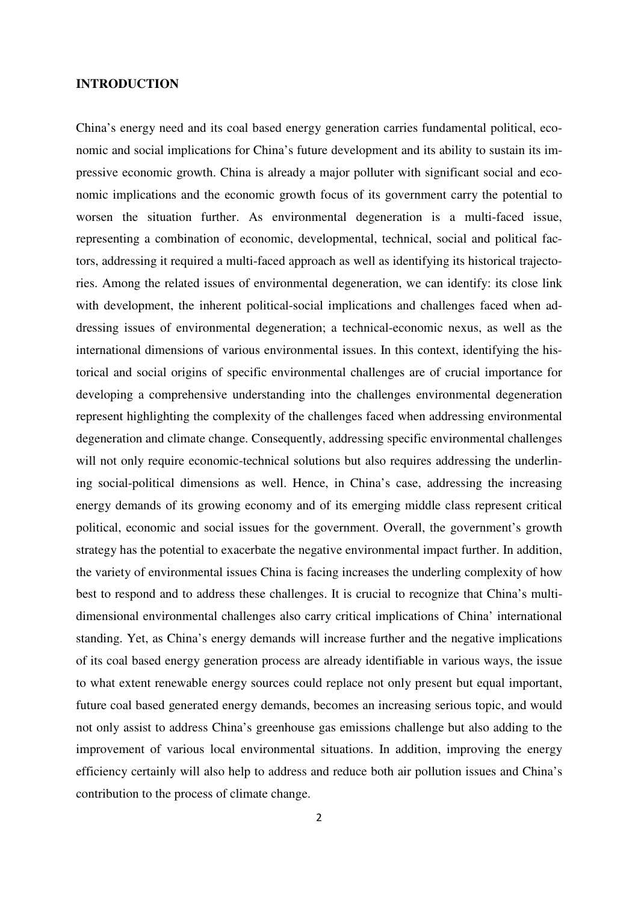## INTRODUCTION

China's energy need and its coal based energy generation carries fundamental political, economic and social implications for China's future development and its ability to sustain its impressive economic growth. China is already a major polluter with significant social and economic implications and the economic growth focus of its government carry the potential to worsen the situation further. As environmental degeneration is a multi-faced issue, representing a combination of economic, developmental, technical, social and political factors, addressing it required a multi-faced approach as well as identifying its historical trajectories. Among the related issues of environmental degeneration, we can identify: its close link with development, the inherent political-social implications and challenges faced when addressing issues of environmental degeneration; a technical-economic nexus, as well as the international dimensions of various environmental issues. In this context, identifying the historical and social origins of specific environmental challenges are of crucial importance for developing a comprehensive understanding into the challenges environmental degeneration represent highlighting the complexity of the challenges faced when addressing environmental degeneration and climate change. Consequently, addressing specific environmental challenges will not only require economic-technical solutions but also requires addressing the underlining social-political dimensions as well. Hence, in China's case, addressing the increasing energy demands of its growing economy and of its emerging middle class represent critical political, economic and social issues for the government. Overall, the government's growth strategy has the potential to exacerbate the negative environmental impact further. In addition, the variety of environmental issues China is facing increases the underling complexity of how best to respond and to address these challenges. It is crucial to recognize that China's multi-dimensional environmental challenges also carry critical implications of China' international standing. Yet, as China's energy demands will increase further and the negative implications of its coal based energy generation process are already identifiable in various ways, the issue to what extent renewable energy sources could replace not only present but equal important, future coal based generated energy demands, becomes an increasing serious topic, and would not only assist to address China's greenhouse gas emissions challenge but also adding to the improvement of various local environmental situations. In addition, improving the energy efficiency certainly will also help to address and reduce both air pollution issues and China's contribution to the process of climate change.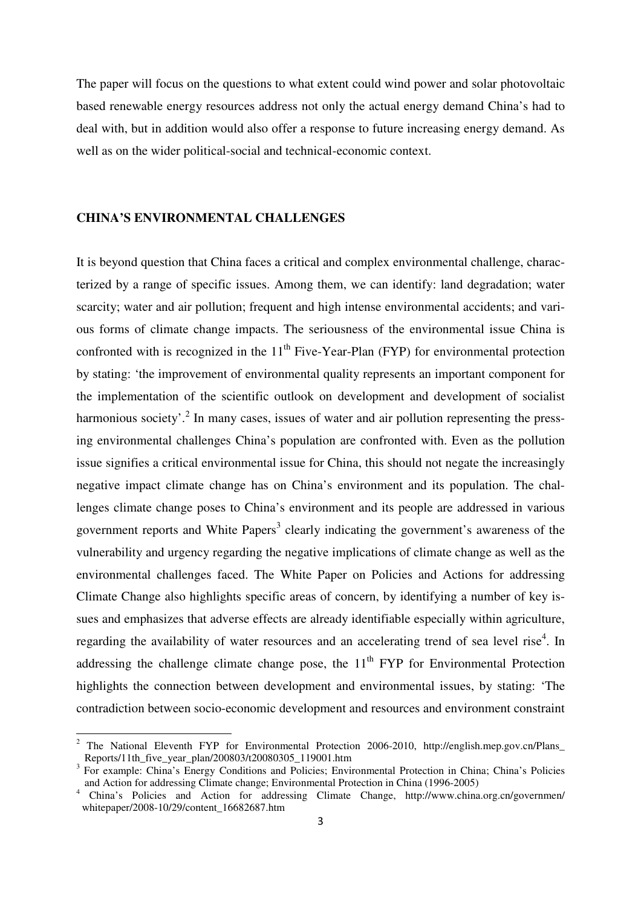The paper will focus on the questions to what extent could wind power and solar photovoltaic based renewable energy resources address not only the actual energy demand China's had to deal with, but in addition would also offer a response to future increasing energy demand. As well as on the wider political-social and technical-economic context.

## CHINA'S ENVIRONMENTAL CHALLENGES

It is beyond question that China faces a critical and complex environmental challenge, characterized by a range of specific issues. Among them, we can identify: land degradation; water scarcity; water and air pollution; frequent and high intense environmental accidents; and various forms of climate change impacts. The seriousness of the environmental issue China is confronted with is recognized in the 11th Five-Year-Plan (FYP) for environmental protection by stating: 'the improvement of environmental quality represents an important component for the implementation of the scientific outlook on development and development of socialist harmonious society'.[2] In many cases, issues of water and air pollution representing the pressing environmental challenges China's population are confronted with. Even as the pollution issue signifies a critical environmental issue for China, this should not negate the increasingly negative impact climate change has on China's environment and its population. The challenges climate change poses to China's environment and its people are addressed in various government reports and White Papers[3] clearly indicating the government's awareness of the vulnerability and urgency regarding the negative implications of climate change as well as the environmental challenges faced. The White Paper on Policies and Actions for addressing Climate Change also highlights specific areas of concern, by identifying a number of key issues and emphasizes that adverse effects are already identifiable especially within agriculture, regarding the availability of water resources and an accelerating trend of sea level rise[4]. In addressing the challenge climate change pose, the 11th FYP for Environmental Protection highlights the connection between development and environmental issues, by stating: 'The contradiction between socio-economic development and resources and environment constraint

---

[2] The National Eleventh FYP for Environmental Protection 2006-2010, http://english.mep.gov.cn/Plans_Reports/11th_five_year_plan/200803/t20080305_119001.htm

[3] For example: China's Energy Conditions and Policies; Environmental Protection in China; China's Policies and Action for addressing Climate change; Environmental Protection in China (1996-2005)

[4] China's Policies and Action for addressing Climate Change, http://www.china.org.cn/governmen/whitepaper/2008-10/29/content_16682687.htm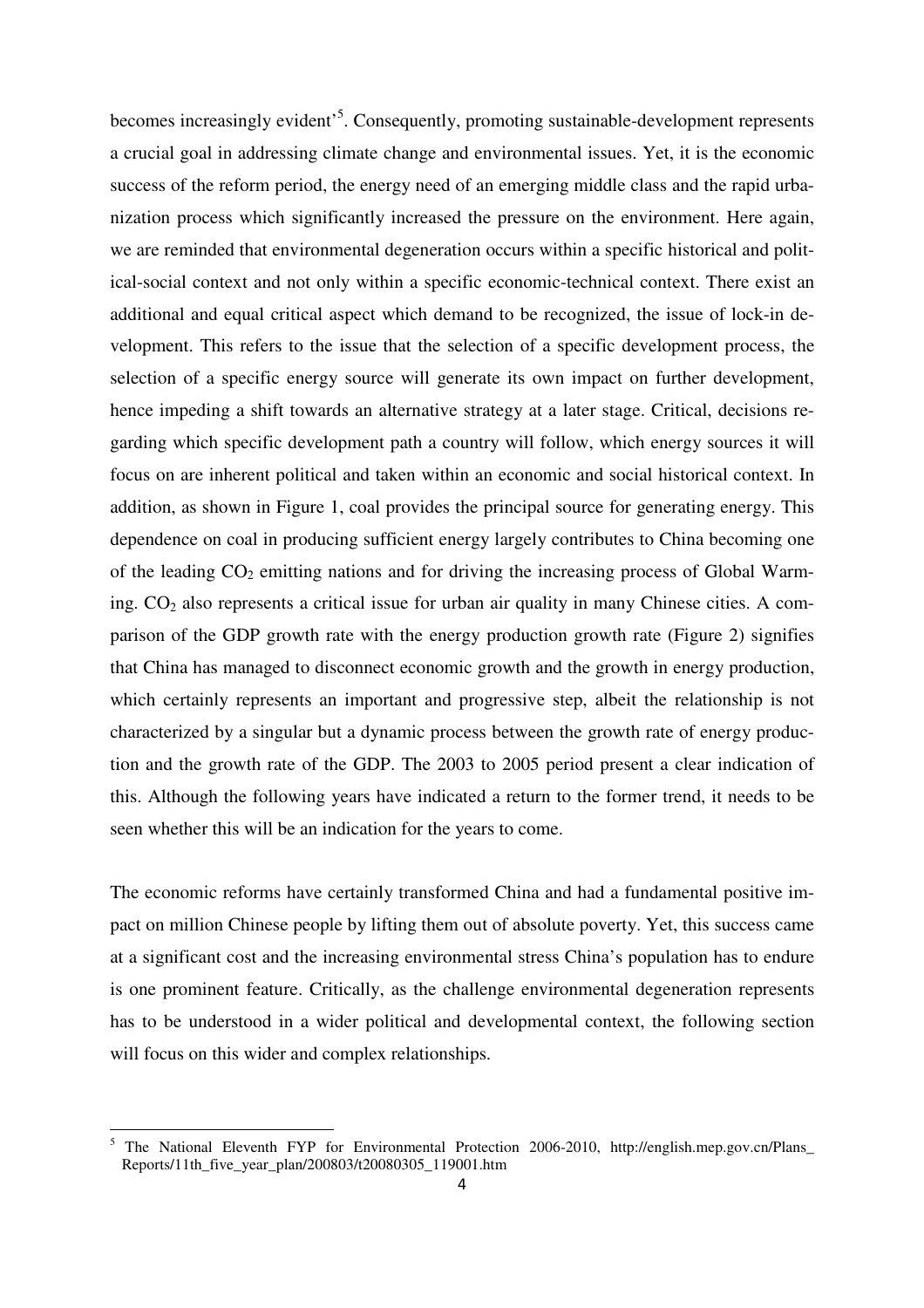becomes increasingly evident'[5]. Consequently, promoting sustainable-development represents a crucial goal in addressing climate change and environmental issues. Yet, it is the economic success of the reform period, the energy need of an emerging middle class and the rapid urbanization process which significantly increased the pressure on the environment. Here again, we are reminded that environmental degeneration occurs within a specific historical and political-social context and not only within a specific economic-technical context. There exist an additional and equal critical aspect which demand to be recognized, the issue of lock-in development. This refers to the issue that the selection of a specific development process, the selection of a specific energy source will generate its own impact on further development, hence impeding a shift towards an alternative strategy at a later stage. Critical, decisions regarding which specific development path a country will follow, which energy sources it will focus on are inherent political and taken within an economic and social historical context. In addition, as shown in Figure 1, coal provides the principal source for generating energy. This dependence on coal in producing sufficient energy largely contributes to China becoming one of the leading $CO_2$ emitting nations and for driving the increasing process of Global Warming. $CO_2$ also represents a critical issue for urban air quality in many Chinese cities. A comparison of the GDP growth rate with the energy production growth rate (Figure 2) signifies that China has managed to disconnect economic growth and the growth in energy production, which certainly represents an important and progressive step, albeit the relationship is not characterized by a singular but a dynamic process between the growth rate of energy production and the growth rate of the GDP. The 2003 to 2005 period present a clear indication of this. Although the following years have indicated a return to the former trend, it needs to be seen whether this will be an indication for the years to come.

The economic reforms have certainly transformed China and had a fundamental positive impact on million Chinese people by lifting them out of absolute poverty. Yet, this success came at a significant cost and the increasing environmental stress China's population has to endure is one prominent feature. Critically, as the challenge environmental degeneration represents has to be understood in a wider political and developmental context, the following section will focus on this wider and complex relationships.

[5] The National Eleventh FYP for Environmental Protection 2006-2010, http://english.mep.gov.cn/Plans_Reports/11th_five_year_plan/200803/t20080305_119001.htm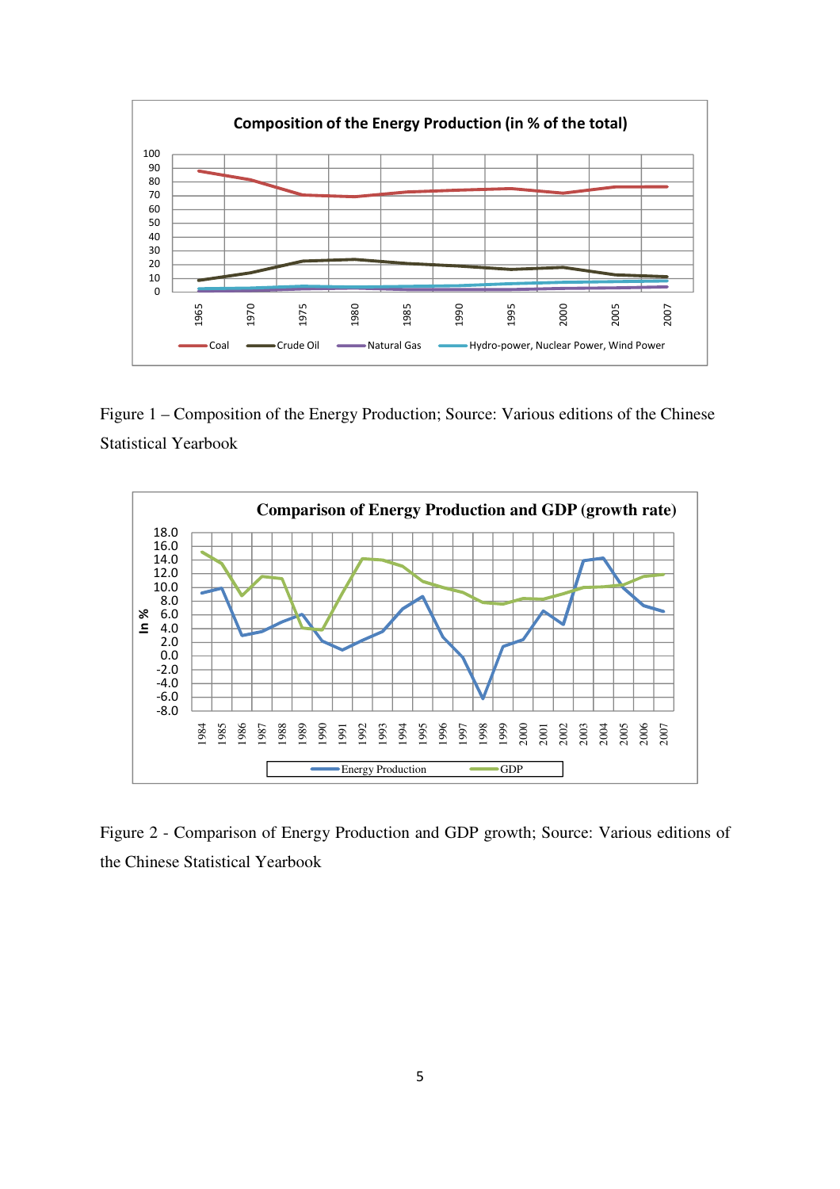Figure 1 – Composition of the Energy Production; Source: Various editions of the Chinese Statistical Yearbook

Figure 2 - Comparison of Energy Production and GDP growth; Source: Various editions of the Chinese Statistical Yearbook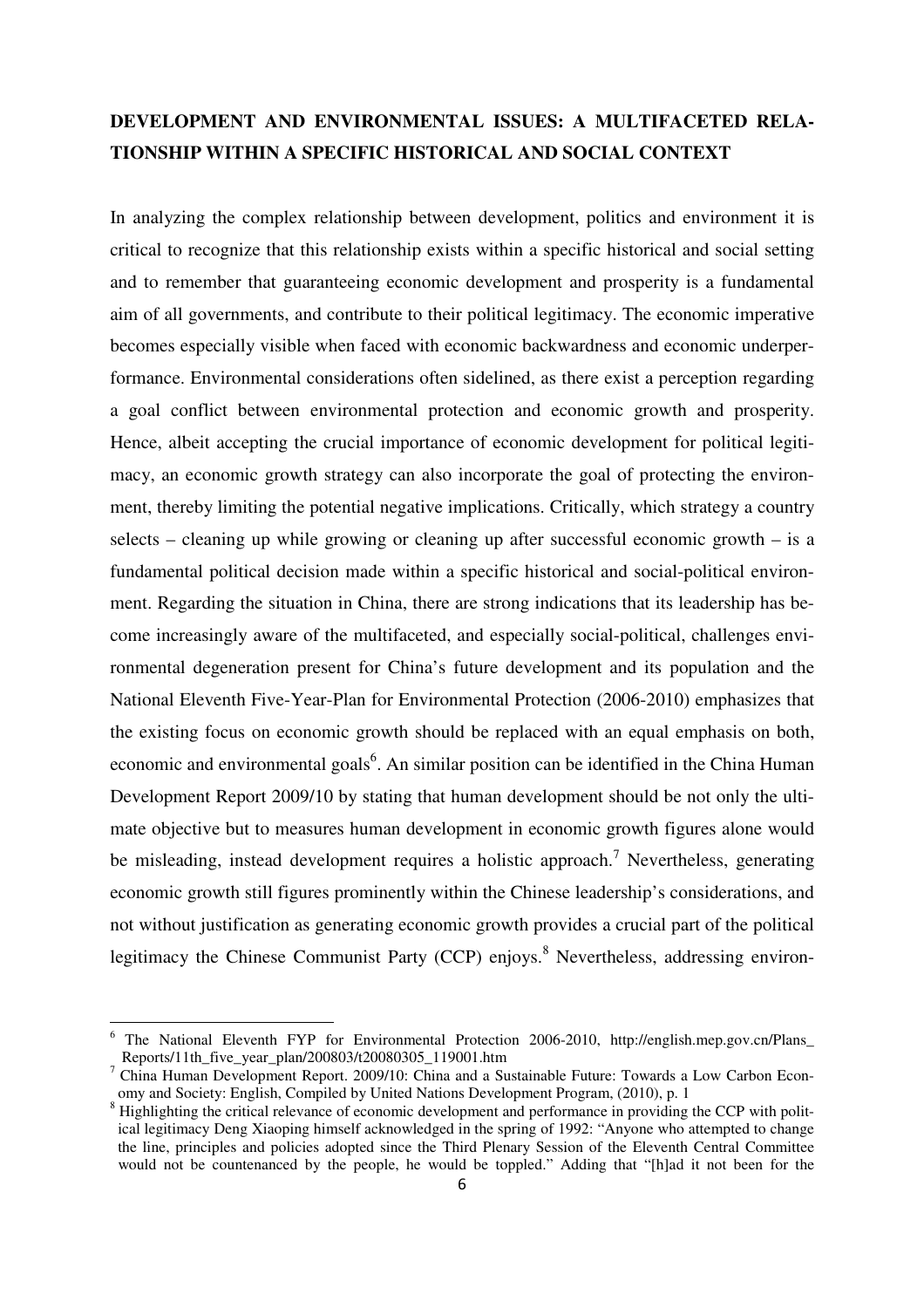## DEVELOPMENT AND ENVIRONMENTAL ISSUES: A MULTIFACETED RELATIONSHIP WITHIN A SPECIFIC HISTORICAL AND SOCIAL CONTEXT

In analyzing the complex relationship between development, politics and environment it is critical to recognize that this relationship exists within a specific historical and social setting and to remember that guaranteeing economic development and prosperity is a fundamental aim of all governments, and contribute to their political legitimacy. The economic imperative becomes especially visible when faced with economic backwardness and economic underperformance. Environmental considerations often sidelined, as there exist a perception regarding a goal conflict between environmental protection and economic growth and prosperity. Hence, albeit accepting the crucial importance of economic development for political legitimacy, an economic growth strategy can also incorporate the goal of protecting the environment, thereby limiting the potential negative implications. Critically, which strategy a country selects – cleaning up while growing or cleaning up after successful economic growth – is a fundamental political decision made within a specific historical and social-political environment. Regarding the situation in China, there are strong indications that its leadership has become increasingly aware of the multifaceted, and especially social-political, challenges environmental degeneration present for China's future development and its population and the National Eleventh Five-Year-Plan for Environmental Protection (2006-2010) emphasizes that the existing focus on economic growth should be replaced with an equal emphasis on both, economic and environmental goals[6]. An similar position can be identified in the China Human Development Report 2009/10 by stating that human development should be not only the ultimate objective but to measures human development in economic growth figures alone would be misleading, instead development requires a holistic approach.[7] Nevertheless, generating economic growth still figures prominently within the Chinese leadership's considerations, and not without justification as generating economic growth provides a crucial part of the political legitimacy the Chinese Communist Party (CCP) enjoys.[8] Nevertheless, addressing environ-

---

[6] The National Eleventh FYP for Environmental Protection 2006-2010, http://english.mep.gov.cn/Plans_Reports/11th_five_year_plan/200803/t20080305_119001.htm

[7] China Human Development Report. 2009/10: China and a Sustainable Future: Towards a Low Carbon Economy and Society: English, Compiled by United Nations Development Program, (2010), p. 1

[8] Highlighting the critical relevance of economic development and performance in providing the CCP with political legitimacy Deng Xiaoping himself acknowledged in the spring of 1992: "Anyone who attempted to change the line, principles and policies adopted since the Third Plenary Session of the Eleventh Central Committee would not be countenanced by the people, he would be toppled." Adding that "[h]ad it not been for the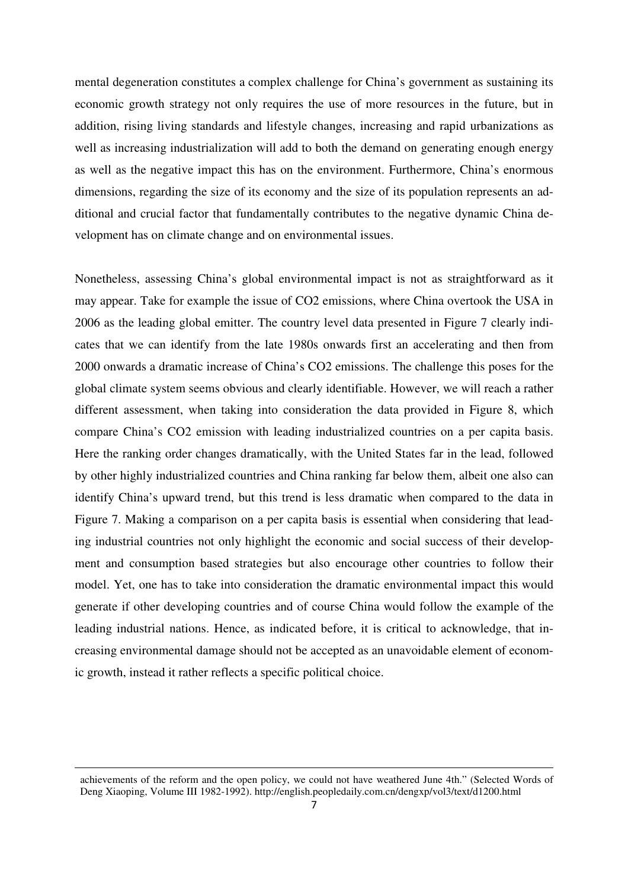mental degeneration constitutes a complex challenge for China's government as sustaining its economic growth strategy not only requires the use of more resources in the future, but in addition, rising living standards and lifestyle changes, increasing and rapid urbanizations as well as increasing industrialization will add to both the demand on generating enough energy as well as the negative impact this has on the environment. Furthermore, China's enormous dimensions, regarding the size of its economy and the size of its population represents an additional and crucial factor that fundamentally contributes to the negative dynamic China development has on climate change and on environmental issues.

Nonetheless, assessing China's global environmental impact is not as straightforward as it may appear. Take for example the issue of $CO_2$ emissions, where China overtook the USA in 2006 as the leading global emitter. The country level data presented in Figure 7 clearly indicates that we can identify from the late 1980s onwards first an accelerating and then from 2000 onwards a dramatic increase of China's $CO_2$ emissions. The challenge this poses for the global climate system seems obvious and clearly identifiable. However, we will reach a rather different assessment, when taking into consideration the data provided in Figure 8, which compare China's $CO_2$ emission with leading industrialized countries on a per capita basis. Here the ranking order changes dramatically, with the United States far in the lead, followed by other highly industrialized countries and China ranking far below them, albeit one also can identify China's upward trend, but this trend is less dramatic when compared to the data in Figure 7. Making a comparison on a per capita basis is essential when considering that leading industrial countries not only highlight the economic and social success of their development and consumption based strategies but also encourage other countries to follow their model. Yet, one has to take into consideration the dramatic environmental impact this would generate if other developing countries and of course China would follow the example of the leading industrial nations. Hence, as indicated before, it is critical to acknowledge, that increasing environmental damage should not be accepted as an unavoidable element of economic growth, instead it rather reflects a specific political choice.

---

achievements of the reform and the open policy, we could not have weathered June 4th." (Selected Words of Deng Xiaoping, Volume III 1982-1992). http://english.peopledaily.com.cn/dengxp/vol3/text/d1200.html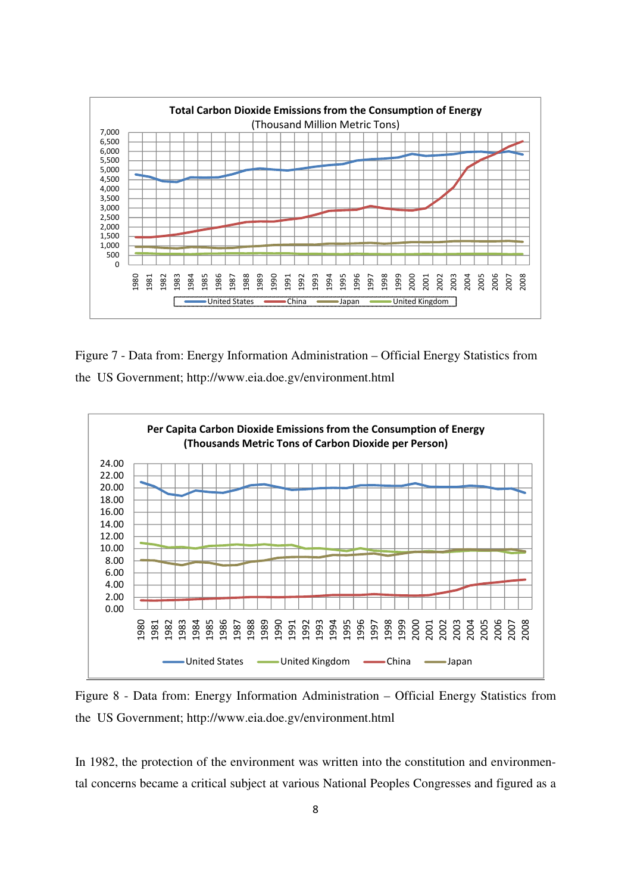Figure 7 - Data from: Energy Information Administration – Official Energy Statistics from the US Government; http://www.eia.doe.gv/environment.html

Figure 8 - Data from: Energy Information Administration – Official Energy Statistics from the US Government; http://www.eia.doe.gv/environment.html

In 1982, the protection of the environment was written into the constitution and environmental concerns became a critical subject at various National Peoples Congresses and figured as a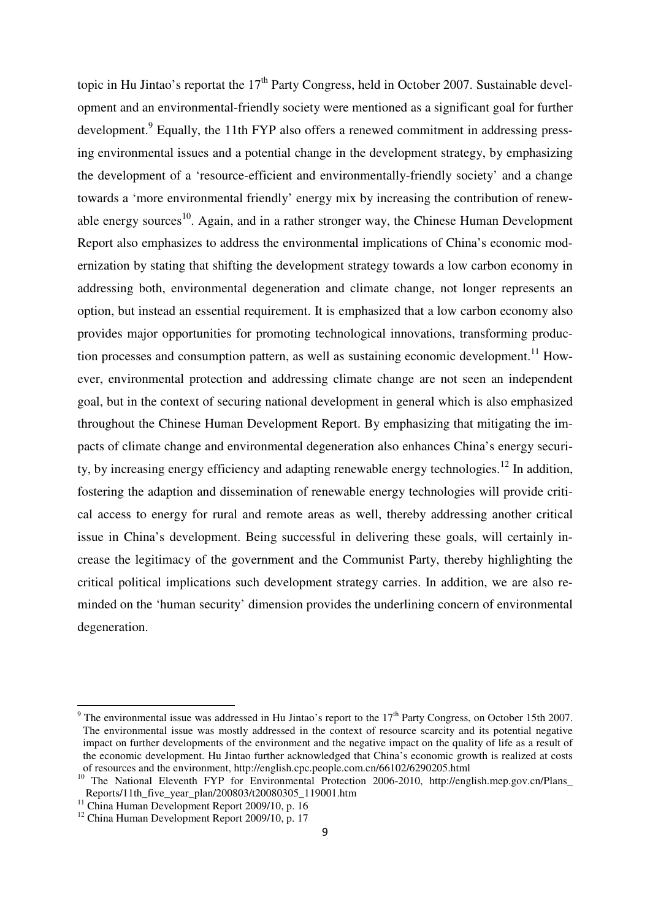topic in Hu Jintao's reportat the 17th Party Congress, held in October 2007. Sustainable development and an environmental-friendly society were mentioned as a significant goal for further development.[9] Equally, the 11th FYP also offers a renewed commitment in addressing pressing environmental issues and a potential change in the development strategy, by emphasizing the development of a 'resource-efficient and environmentally-friendly society' and a change towards a 'more environmental friendly' energy mix by increasing the contribution of renewable energy sources[10]. Again, and in a rather stronger way, the Chinese Human Development Report also emphasizes to address the environmental implications of China's economic modernization by stating that shifting the development strategy towards a low carbon economy in addressing both, environmental degeneration and climate change, not longer represents an option, but instead an essential requirement. It is emphasized that a low carbon economy also provides major opportunities for promoting technological innovations, transforming production processes and consumption pattern, as well as sustaining economic development.[11] However, environmental protection and addressing climate change are not seen an independent goal, but in the context of securing national development in general which is also emphasized throughout the Chinese Human Development Report. By emphasizing that mitigating the impacts of climate change and environmental degeneration also enhances China's energy security, by increasing energy efficiency and adapting renewable energy technologies.[12] In addition, fostering the adaption and dissemination of renewable energy technologies will provide critical access to energy for rural and remote areas as well, thereby addressing another critical issue in China's development. Being successful in delivering these goals, will certainly increase the legitimacy of the government and the Communist Party, thereby highlighting the critical political implications such development strategy carries. In addition, we are also reminded on the 'human security' dimension provides the underlining concern of environmental degeneration.

---

[9] The environmental issue was addressed in Hu Jintao's report to the 17th Party Congress, on October 15th 2007. The environmental issue was mostly addressed in the context of resource scarcity and its potential negative impact on further developments of the environment and the negative impact on the quality of life as a result of the economic development. Hu Jintao further acknowledged that China's economic growth is realized at costs of resources and the environment, http://english.cpc.people.com.cn/66102/6290205.html

[10] The National Eleventh FYP for Environmental Protection 2006-2010, http://english.mep.gov.cn/Plans_Reports/11th_five_year_plan/200803/t20080305_119001.htm

[11] China Human Development Report 2009/10, p. 16

[12] China Human Development Report 2009/10, p. 17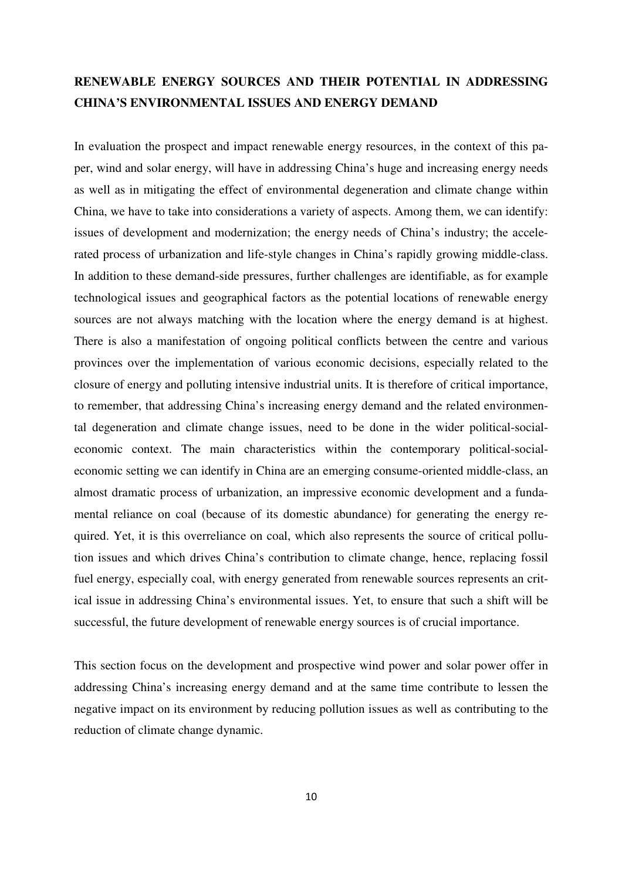## RENEWABLE ENERGY SOURCES AND THEIR POTENTIAL IN ADDRESSING CHINA'S ENVIRONMENTAL ISSUES AND ENERGY DEMAND

In evaluation the prospect and impact renewable energy resources, in the context of this paper, wind and solar energy, will have in addressing China's huge and increasing energy needs as well as in mitigating the effect of environmental degeneration and climate change within China, we have to take into considerations a variety of aspects. Among them, we can identify: issues of development and modernization; the energy needs of China's industry; the accelerated process of urbanization and life-style changes in China's rapidly growing middle-class. In addition to these demand-side pressures, further challenges are identifiable, as for example technological issues and geographical factors as the potential locations of renewable energy sources are not always matching with the location where the energy demand is at highest. There is also a manifestation of ongoing political conflicts between the centre and various provinces over the implementation of various economic decisions, especially related to the closure of energy and polluting intensive industrial units. It is therefore of critical importance, to remember, that addressing China's increasing energy demand and the related environmental degeneration and climate change issues, need to be done in the wider political-social-economic context. The main characteristics within the contemporary political-social-economic setting we can identify in China are an emerging consume-oriented middle-class, an almost dramatic process of urbanization, an impressive economic development and a fundamental reliance on coal (because of its domestic abundance) for generating the energy required. Yet, it is this overreliance on coal, which also represents the source of critical pollution issues and which drives China's contribution to climate change, hence, replacing fossil fuel energy, especially coal, with energy generated from renewable sources represents an critical issue in addressing China's environmental issues. Yet, to ensure that such a shift will be successful, the future development of renewable energy sources is of crucial importance.

This section focus on the development and prospective wind power and solar power offer in addressing China's increasing energy demand and at the same time contribute to lessen the negative impact on its environment by reducing pollution issues as well as contributing to the reduction of climate change dynamic.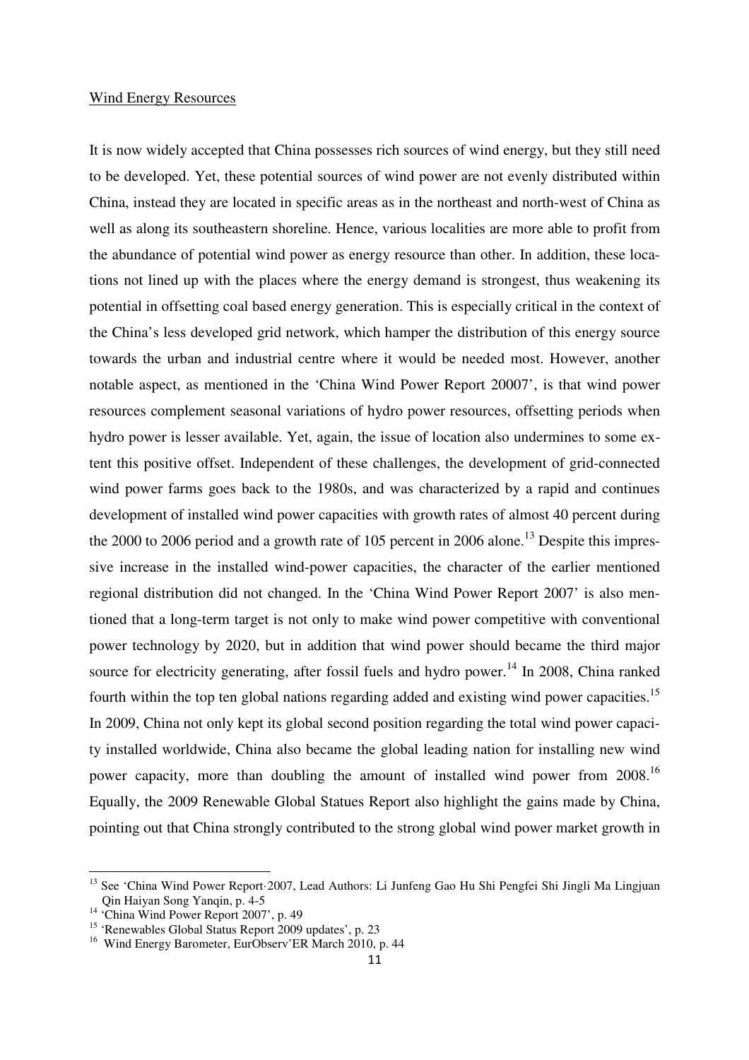Wind Energy Resources

It is now widely accepted that China possesses rich sources of wind energy, but they still need to be developed. Yet, these potential sources of wind power are not evenly distributed within China, instead they are located in specific areas as in the northeast and north-west of China as well as along its southeastern shoreline. Hence, various localities are more able to profit from the abundance of potential wind power as energy resource than other. In addition, these locations not lined up with the places where the energy demand is strongest, thus weakening its potential in offsetting coal based energy generation. This is especially critical in the context of the China's less developed grid network, which hamper the distribution of this energy source towards the urban and industrial centre where it would be needed most. However, another notable aspect, as mentioned in the 'China Wind Power Report 20007', is that wind power resources complement seasonal variations of hydro power resources, offsetting periods when hydro power is lesser available. Yet, again, the issue of location also undermines to some extent this positive offset. Independent of these challenges, the development of grid-connected wind power farms goes back to the 1980s, and was characterized by a rapid and continues development of installed wind power capacities with growth rates of almost 40 percent during the 2000 to 2006 period and a growth rate of 105 percent in 2006 alone.[13] Despite this impressive increase in the installed wind-power capacities, the character of the earlier mentioned regional distribution did not changed. In the 'China Wind Power Report 2007' is also mentioned that a long-term target is not only to make wind power competitive with conventional power technology by 2020, but in addition that wind power should became the third major source for electricity generating, after fossil fuels and hydro power.[14] In 2008, China ranked fourth within the top ten global nations regarding added and existing wind power capacities.[15] In 2009, China not only kept its global second position regarding the total wind power capacity installed worldwide, China also became the global leading nation for installing new wind power capacity, more than doubling the amount of installed wind power from 2008.[16] Equally, the 2009 Renewable Global Statues Report also highlight the gains made by China, pointing out that China strongly contributed to the strong global wind power market growth in

---

[13] See 'China Wind Power Report·2007, Lead Authors: Li Junfeng Gao Hu Shi Pengfei Shi Jingli Ma Lingjuan Qin Haiyan Song Yanqin, p. 4-5

[14] 'China Wind Power Report 2007', p. 49

[15] 'Renewables Global Status Report 2009 updates', p. 23

[16] Wind Energy Barometer, EurObserv'ER March 2010, p. 44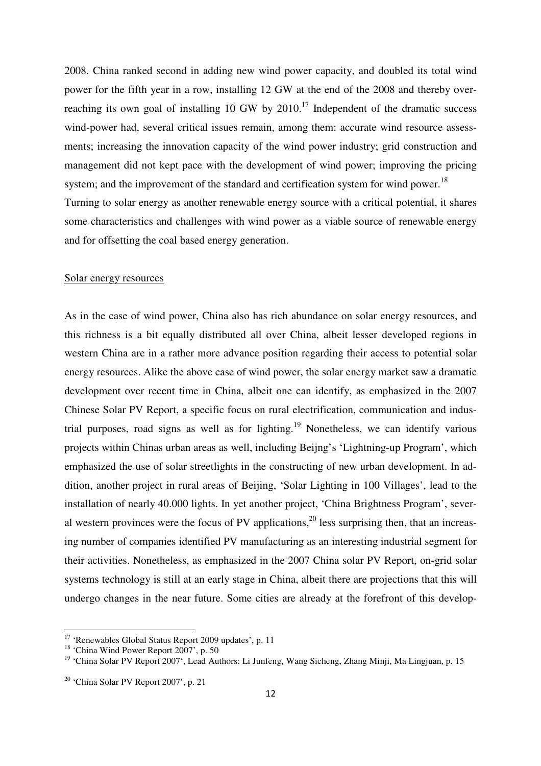2008. China ranked second in adding new wind power capacity, and doubled its total wind power for the fifth year in a row, installing 12 GW at the end of the 2008 and thereby over-reaching its own goal of installing 10 GW by 2010.[17] Independent of the dramatic success wind-power had, several critical issues remain, among them: accurate wind resource assessments; increasing the innovation capacity of the wind power industry; grid construction and management did not kept pace with the development of wind power; improving the pricing system; and the improvement of the standard and certification system for wind power.[18]

Turning to solar energy as another renewable energy source with a critical potential, it shares some characteristics and challenges with wind power as a viable source of renewable energy and for offsetting the coal based energy generation.

Solar energy resources

As in the case of wind power, China also has rich abundance on solar energy resources, and this richness is a bit equally distributed all over China, albeit lesser developed regions in western China are in a rather more advance position regarding their access to potential solar energy resources. Alike the above case of wind power, the solar energy market saw a dramatic development over recent time in China, albeit one can identify, as emphasized in the 2007 Chinese Solar PV Report, a specific focus on rural electrification, communication and industrial purposes, road signs as well as for lighting.[19] Nonetheless, we can identify various projects within Chinas urban areas as well, including Beijng's 'Lightning-up Program', which emphasized the use of solar streetlights in the constructing of new urban development. In addition, another project in rural areas of Beijing, 'Solar Lighting in 100 Villages', lead to the installation of nearly 40.000 lights. In yet another project, 'China Brightness Program', several western provinces were the focus of PV applications,[20] less surprising then, that an increasing number of companies identified PV manufacturing as an interesting industrial segment for their activities. Nonetheless, as emphasized in the 2007 China solar PV Report, on-grid solar systems technology is still at an early stage in China, albeit there are projections that this will undergo changes in the near future. Some cities are already at the forefront of this develop-

---

[17] 'Renewables Global Status Report 2009 updates', p. 11

[18] 'China Wind Power Report 2007', p. 50

[19] 'China Solar PV Report 2007', Lead Authors: Li Junfeng, Wang Sicheng, Zhang Minji, Ma Lingjuan, p. 15

[20] 'China Solar PV Report 2007', p. 21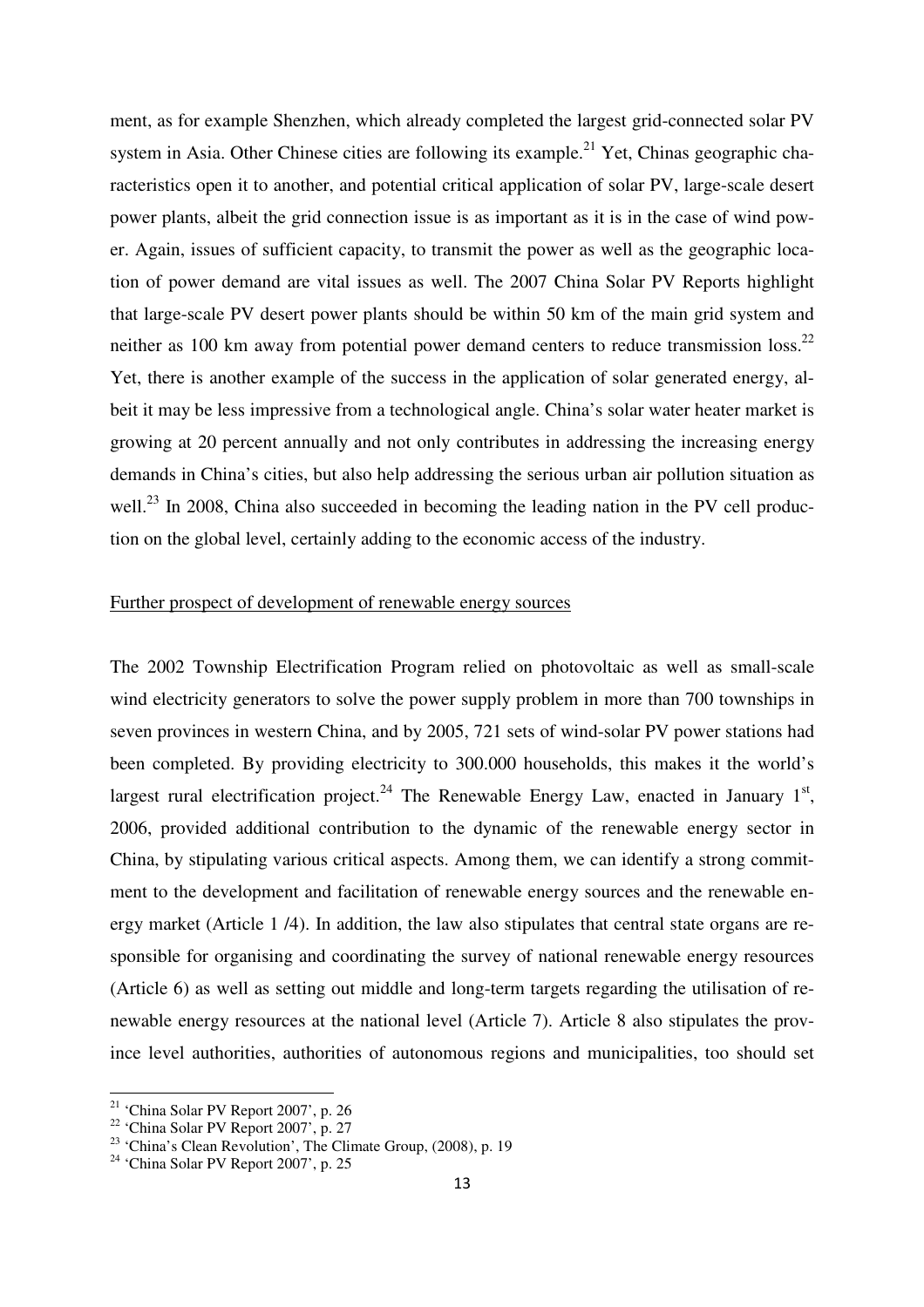ment, as for example Shenzhen, which already completed the largest grid-connected solar PV system in Asia. Other Chinese cities are following its example.[21] Yet, Chinas geographic characteristics open it to another, and potential critical application of solar PV, large-scale desert power plants, albeit the grid connection issue is as important as it is in the case of wind power. Again, issues of sufficient capacity, to transmit the power as well as the geographic location of power demand are vital issues as well. The 2007 China Solar PV Reports highlight that large-scale PV desert power plants should be within 50 km of the main grid system and neither as 100 km away from potential power demand centers to reduce transmission loss.[22] Yet, there is another example of the success in the application of solar generated energy, albeit it may be less impressive from a technological angle. China's solar water heater market is growing at 20 percent annually and not only contributes in addressing the increasing energy demands in China's cities, but also help addressing the serious urban air pollution situation as well.[23] In 2008, China also succeeded in becoming the leading nation in the PV cell production on the global level, certainly adding to the economic access of the industry.

Further prospect of development of renewable energy sources

The 2002 Township Electrification Program relied on photovoltaic as well as small-scale wind electricity generators to solve the power supply problem in more than 700 townships in seven provinces in western China, and by 2005, 721 sets of wind-solar PV power stations had been completed. By providing electricity to 300.000 households, this makes it the world's largest rural electrification project.[24] The Renewable Energy Law, enacted in January 1st, 2006, provided additional contribution to the dynamic of the renewable energy sector in China, by stipulating various critical aspects. Among them, we can identify a strong commitment to the development and facilitation of renewable energy sources and the renewable energy market (Article 1 /4). In addition, the law also stipulates that central state organs are responsible for organising and coordinating the survey of national renewable energy resources (Article 6) as well as setting out middle and long-term targets regarding the utilisation of renewable energy resources at the national level (Article 7). Article 8 also stipulates the province level authorities, authorities of autonomous regions and municipalities, too should set

---

[21] 'China Solar PV Report 2007', p. 26

[22] 'China Solar PV Report 2007', p. 27

[23] 'China's Clean Revolution', The Climate Group, (2008), p. 19

[24] 'China Solar PV Report 2007', p. 25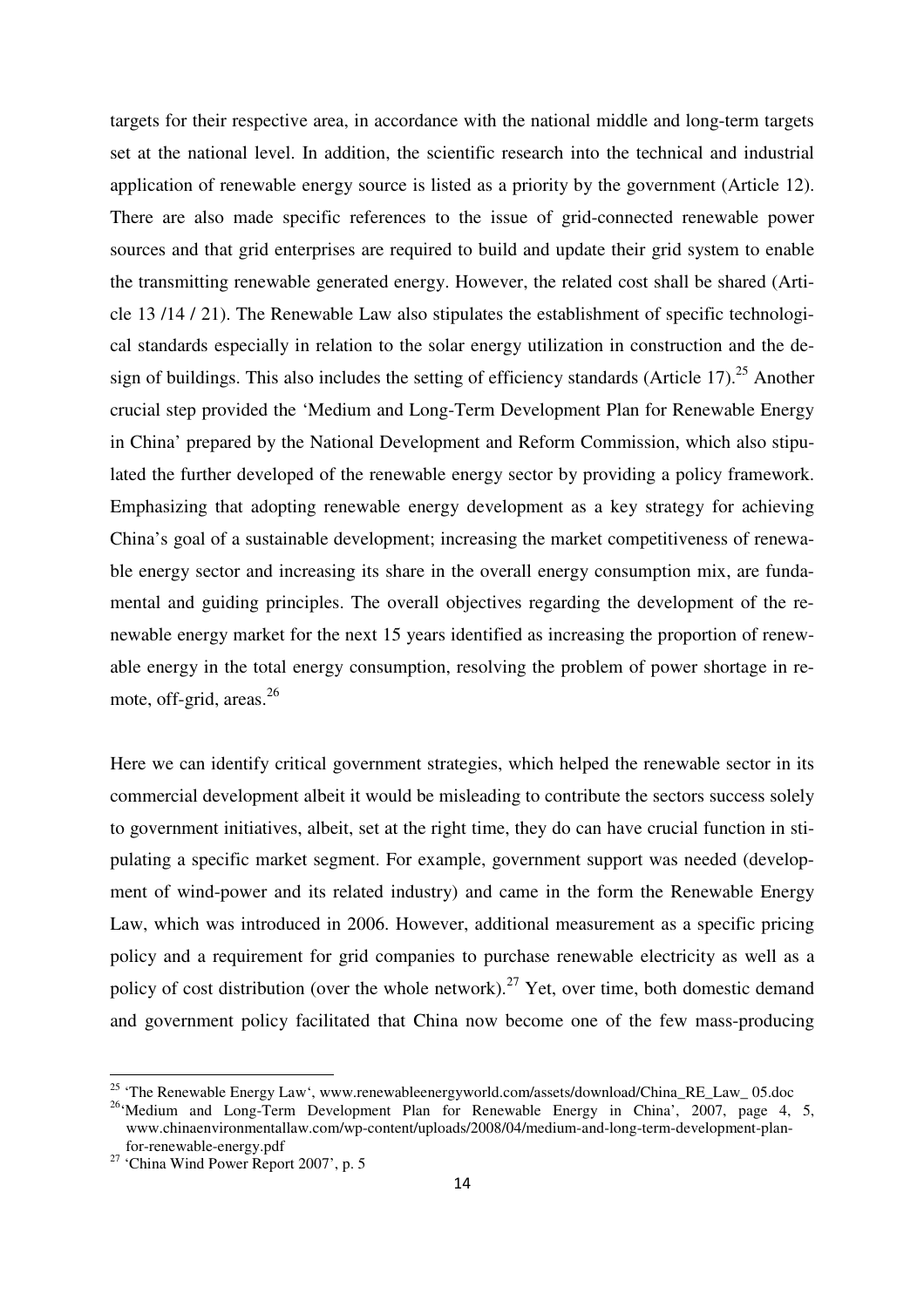targets for their respective area, in accordance with the national middle and long-term targets set at the national level. In addition, the scientific research into the technical and industrial application of renewable energy source is listed as a priority by the government (Article 12). There are also made specific references to the issue of grid-connected renewable power sources and that grid enterprises are required to build and update their grid system to enable the transmitting renewable generated energy. However, the related cost shall be shared (Article 13 /14 / 21). The Renewable Law also stipulates the establishment of specific technological standards especially in relation to the solar energy utilization in construction and the design of buildings. This also includes the setting of efficiency standards (Article 17).[25] Another crucial step provided the 'Medium and Long-Term Development Plan for Renewable Energy in China' prepared by the National Development and Reform Commission, which also stipulated the further developed of the renewable energy sector by providing a policy framework. Emphasizing that adopting renewable energy development as a key strategy for achieving China's goal of a sustainable development; increasing the market competitiveness of renewable energy sector and increasing its share in the overall energy consumption mix, are fundamental and guiding principles. The overall objectives regarding the development of the renewable energy market for the next 15 years identified as increasing the proportion of renewable energy in the total energy consumption, resolving the problem of power shortage in remote, off-grid, areas.[26]

Here we can identify critical government strategies, which helped the renewable sector in its commercial development albeit it would be misleading to contribute the sectors success solely to government initiatives, albeit, set at the right time, they do can have crucial function in stipulating a specific market segment. For example, government support was needed (development of wind-power and its related industry) and came in the form the Renewable Energy Law, which was introduced in 2006. However, additional measurement as a specific pricing policy and a requirement for grid companies to purchase renewable electricity as well as a policy of cost distribution (over the whole network).[27] Yet, over time, both domestic demand and government policy facilitated that China now become one of the few mass-producing

---

[25] 'The Renewable Energy Law', www.renewableenergyworld.com/assets/download/China_RE_Law_ 05.doc

[26] 'Medium and Long-Term Development Plan for Renewable Energy in China', 2007, page 4, 5, www.chinaenvironmentallaw.com/wp-content/uploads/2008/04/medium-and-long-term-development-plan-for-renewable-energy.pdf

[27] 'China Wind Power Report 2007', p. 5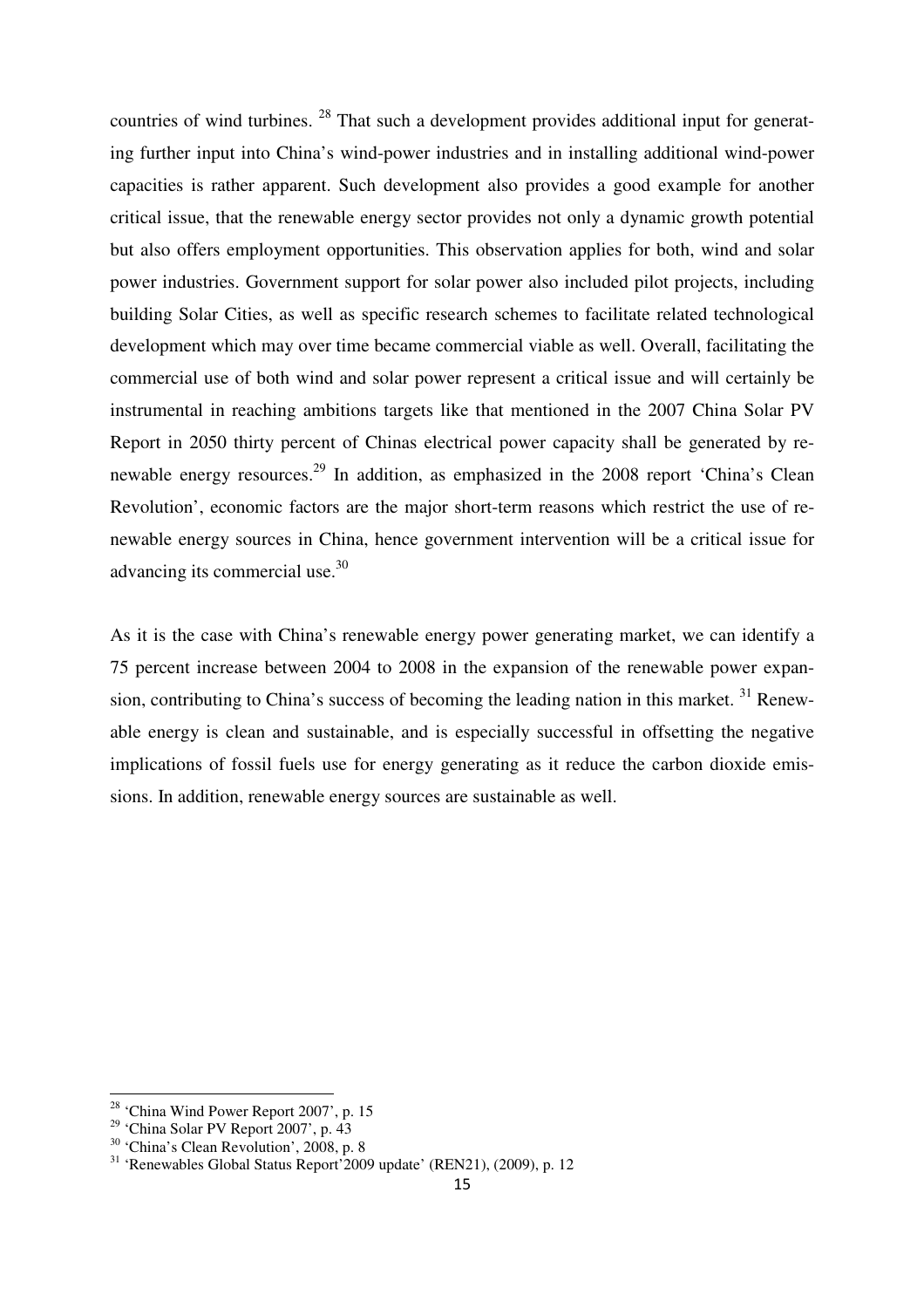countries of wind turbines. [28] That such a development provides additional input for generating further input into China's wind-power industries and in installing additional wind-power capacities is rather apparent. Such development also provides a good example for another critical issue, that the renewable energy sector provides not only a dynamic growth potential but also offers employment opportunities. This observation applies for both, wind and solar power industries. Government support for solar power also included pilot projects, including building Solar Cities, as well as specific research schemes to facilitate related technological development which may over time became commercial viable as well. Overall, facilitating the commercial use of both wind and solar power represent a critical issue and will certainly be instrumental in reaching ambitions targets like that mentioned in the 2007 China Solar PV Report in 2050 thirty percent of Chinas electrical power capacity shall be generated by renewable energy resources.[29] In addition, as emphasized in the 2008 report 'China's Clean Revolution', economic factors are the major short-term reasons which restrict the use of renewable energy sources in China, hence government intervention will be a critical issue for advancing its commercial use.[30]

As it is the case with China's renewable energy power generating market, we can identify a 75 percent increase between 2004 to 2008 in the expansion of the renewable power expansion, contributing to China's success of becoming the leading nation in this market. [31] Renewable energy is clean and sustainable, and is especially successful in offsetting the negative implications of fossil fuels use for energy generating as it reduce the carbon dioxide emissions. In addition, renewable energy sources are sustainable as well.

---

[28] 'China Wind Power Report 2007', p. 15

[29] 'China Solar PV Report 2007', p. 43

[30] 'China's Clean Revolution', 2008, p. 8

[31] 'Renewables Global Status Report'2009 update' (REN21), (2009), p. 12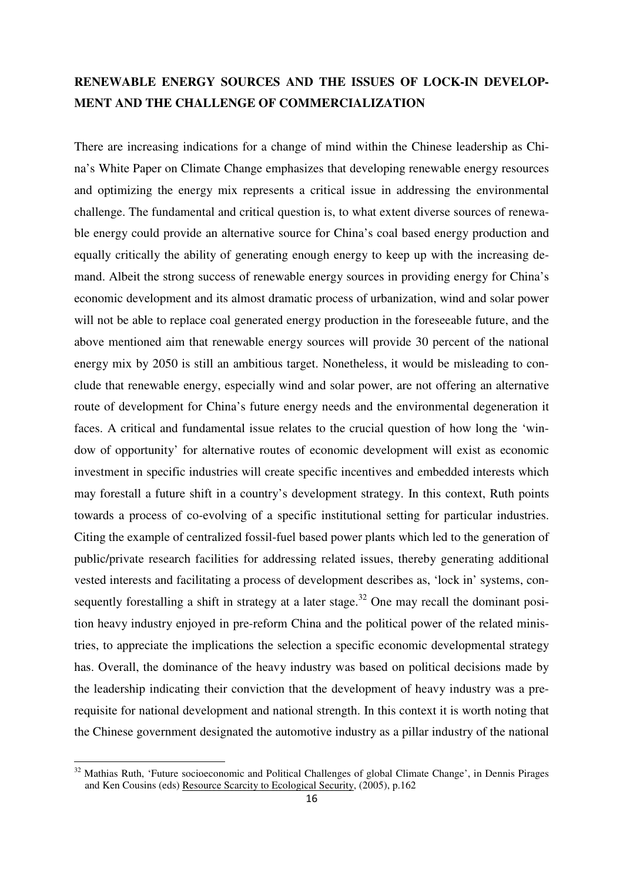**RENEWABLE ENERGY SOURCES AND THE ISSUES OF LOCK-IN DEVELOPMENT AND THE CHALLENGE OF COMMERCIALIZATION**

There are increasing indications for a change of mind within the Chinese leadership as China's White Paper on Climate Change emphasizes that developing renewable energy resources and optimizing the energy mix represents a critical issue in addressing the environmental challenge. The fundamental and critical question is, to what extent diverse sources of renewable energy could provide an alternative source for China's coal based energy production and equally critically the ability of generating enough energy to keep up with the increasing demand. Albeit the strong success of renewable energy sources in providing energy for China's economic development and its almost dramatic process of urbanization, wind and solar power will not be able to replace coal generated energy production in the foreseeable future, and the above mentioned aim that renewable energy sources will provide 30 percent of the national energy mix by 2050 is still an ambitious target. Nonetheless, it would be misleading to conclude that renewable energy, especially wind and solar power, are not offering an alternative route of development for China's future energy needs and the environmental degeneration it faces. A critical and fundamental issue relates to the crucial question of how long the 'window of opportunity' for alternative routes of economic development will exist as economic investment in specific industries will create specific incentives and embedded interests which may forestall a future shift in a country's development strategy. In this context, Ruth points towards a process of co-evolving of a specific institutional setting for particular industries. Citing the example of centralized fossil-fuel based power plants which led to the generation of public/private research facilities for addressing related issues, thereby generating additional vested interests and facilitating a process of development describes as, 'lock in' systems, consequently forestalling a shift in strategy at a later stage.[32] One may recall the dominant position heavy industry enjoyed in pre-reform China and the political power of the related ministries, to appreciate the implications the selection a specific economic developmental strategy has. Overall, the dominance of the heavy industry was based on political decisions made by the leadership indicating their conviction that the development of heavy industry was a prerequisite for national development and national strength. In this context it is worth noting that the Chinese government designated the automotive industry as a pillar industry of the national

[32] Mathias Ruth, 'Future socioeconomic and Political Challenges of global Climate Change', in Dennis Pirages and Ken Cousins (eds) Resource Scarcity to Ecological Security, (2005), p.162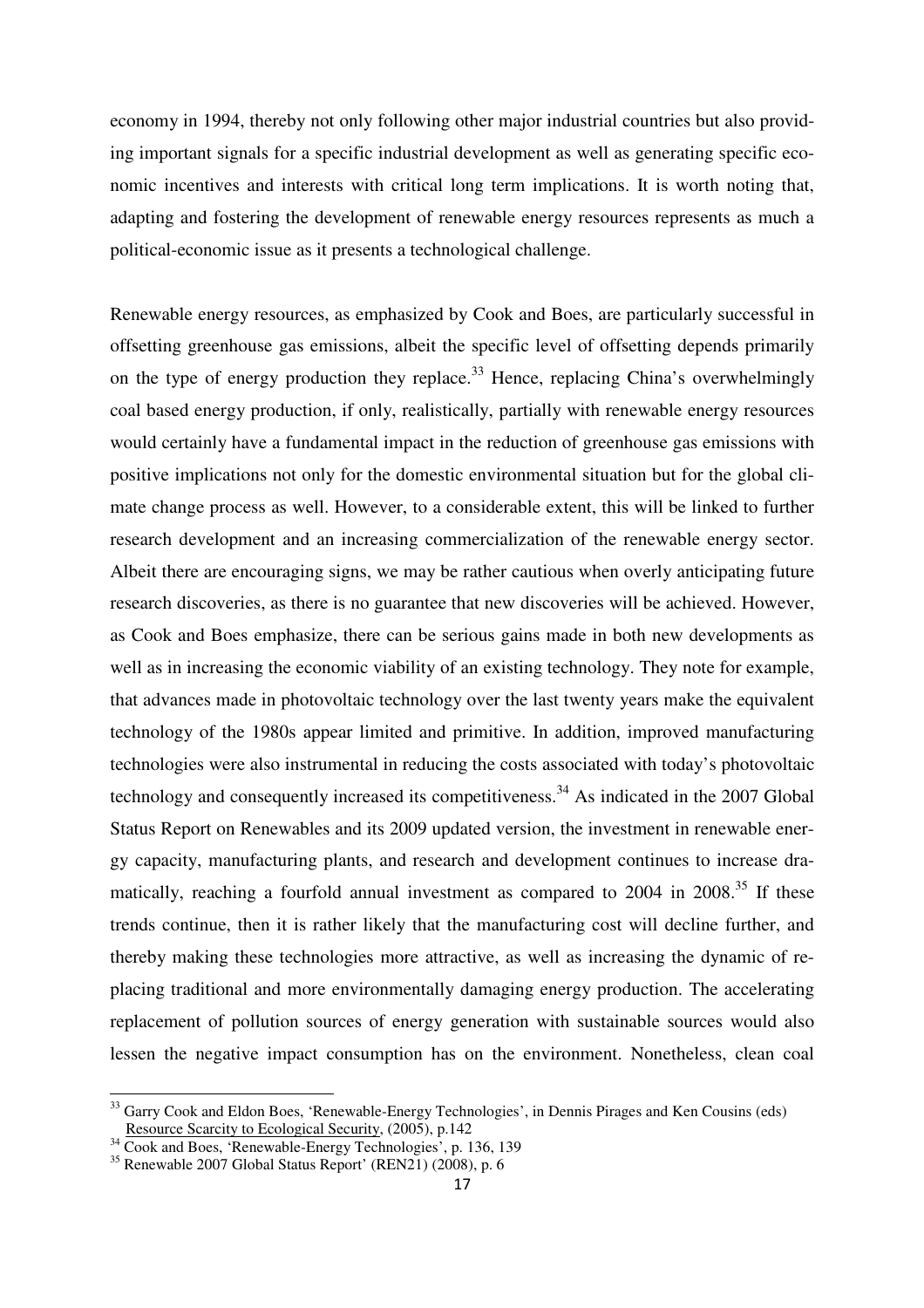economy in 1994, thereby not only following other major industrial countries but also providing important signals for a specific industrial development as well as generating specific economic incentives and interests with critical long term implications. It is worth noting that, adapting and fostering the development of renewable energy resources represents as much a political-economic issue as it presents a technological challenge.

Renewable energy resources, as emphasized by Cook and Boes, are particularly successful in offsetting greenhouse gas emissions, albeit the specific level of offsetting depends primarily on the type of energy production they replace.[33] Hence, replacing China's overwhelmingly coal based energy production, if only, realistically, partially with renewable energy resources would certainly have a fundamental impact in the reduction of greenhouse gas emissions with positive implications not only for the domestic environmental situation but for the global climate change process as well. However, to a considerable extent, this will be linked to further research development and an increasing commercialization of the renewable energy sector. Albeit there are encouraging signs, we may be rather cautious when overly anticipating future research discoveries, as there is no guarantee that new discoveries will be achieved. However, as Cook and Boes emphasize, there can be serious gains made in both new developments as well as in increasing the economic viability of an existing technology. They note for example, that advances made in photovoltaic technology over the last twenty years make the equivalent technology of the 1980s appear limited and primitive. In addition, improved manufacturing technologies were also instrumental in reducing the costs associated with today's photovoltaic technology and consequently increased its competitiveness.[34] As indicated in the 2007 Global Status Report on Renewables and its 2009 updated version, the investment in renewable energy capacity, manufacturing plants, and research and development continues to increase dramatically, reaching a fourfold annual investment as compared to 2004 in 2008.[35] If these trends continue, then it is rather likely that the manufacturing cost will decline further, and thereby making these technologies more attractive, as well as increasing the dynamic of replacing traditional and more environmentally damaging energy production. The accelerating replacement of pollution sources of energy generation with sustainable sources would also lessen the negative impact consumption has on the environment. Nonetheless, clean coal

---

[33] Garry Cook and Eldon Boes, 'Renewable-Energy Technologies', in Dennis Pirages and Ken Cousins (eds) Resource Scarcity to Ecological Security, (2005), p.142

[34] Cook and Boes, 'Renewable-Energy Technologies', p. 136, 139

[35] Renewable 2007 Global Status Report' (REN21) (2008), p. 6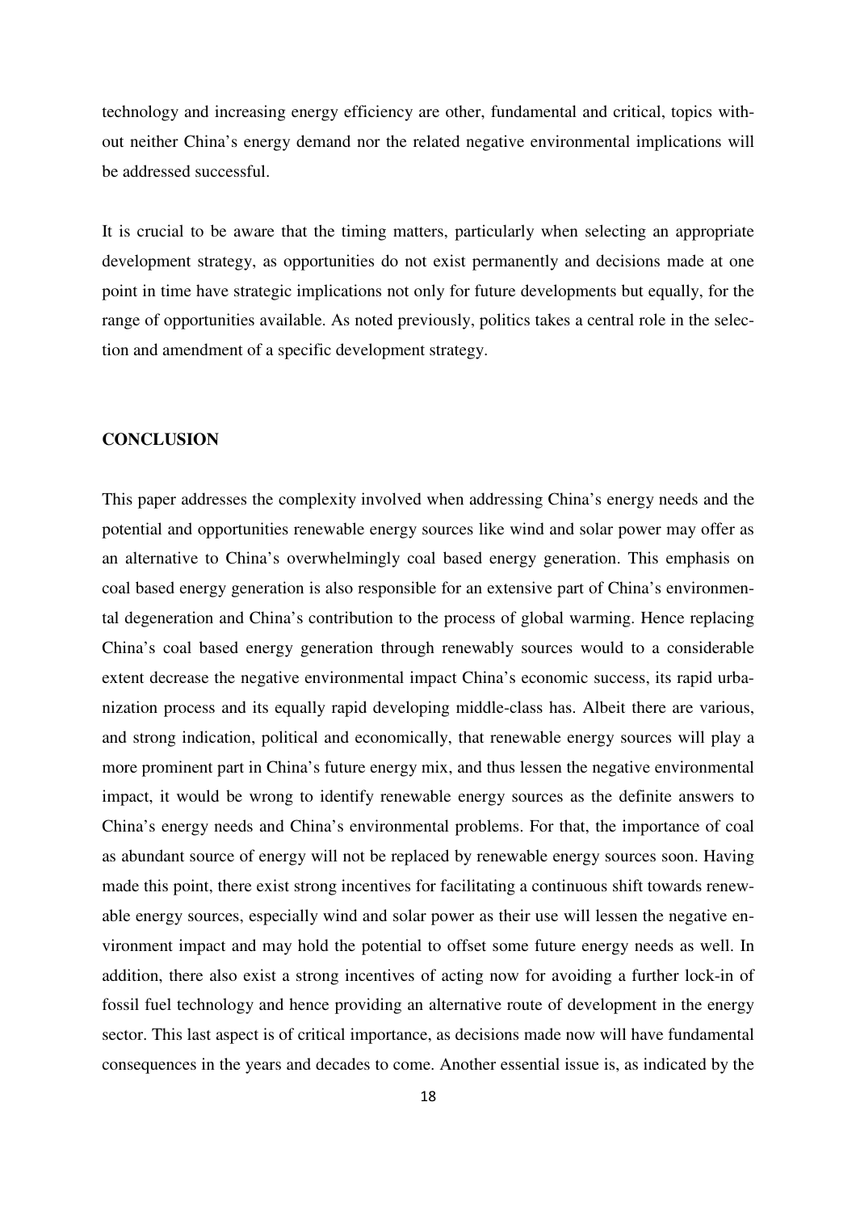technology and increasing energy efficiency are other, fundamental and critical, topics without neither China's energy demand nor the related negative environmental implications will be addressed successful.

It is crucial to be aware that the timing matters, particularly when selecting an appropriate development strategy, as opportunities do not exist permanently and decisions made at one point in time have strategic implications not only for future developments but equally, for the range of opportunities available. As noted previously, politics takes a central role in the selection and amendment of a specific development strategy.

## CONCLUSION

This paper addresses the complexity involved when addressing China's energy needs and the potential and opportunities renewable energy sources like wind and solar power may offer as an alternative to China's overwhelmingly coal based energy generation. This emphasis on coal based energy generation is also responsible for an extensive part of China's environmental degeneration and China's contribution to the process of global warming. Hence replacing China's coal based energy generation through renewably sources would to a considerable extent decrease the negative environmental impact China's economic success, its rapid urbanization process and its equally rapid developing middle-class has. Albeit there are various, and strong indication, political and economically, that renewable energy sources will play a more prominent part in China's future energy mix, and thus lessen the negative environmental impact, it would be wrong to identify renewable energy sources as the definite answers to China's energy needs and China's environmental problems. For that, the importance of coal as abundant source of energy will not be replaced by renewable energy sources soon. Having made this point, there exist strong incentives for facilitating a continuous shift towards renewable energy sources, especially wind and solar power as their use will lessen the negative environment impact and may hold the potential to offset some future energy needs as well. In addition, there also exist a strong incentives of acting now for avoiding a further lock-in of fossil fuel technology and hence providing an alternative route of development in the energy sector. This last aspect is of critical importance, as decisions made now will have fundamental consequences in the years and decades to come. Another essential issue is, as indicated by the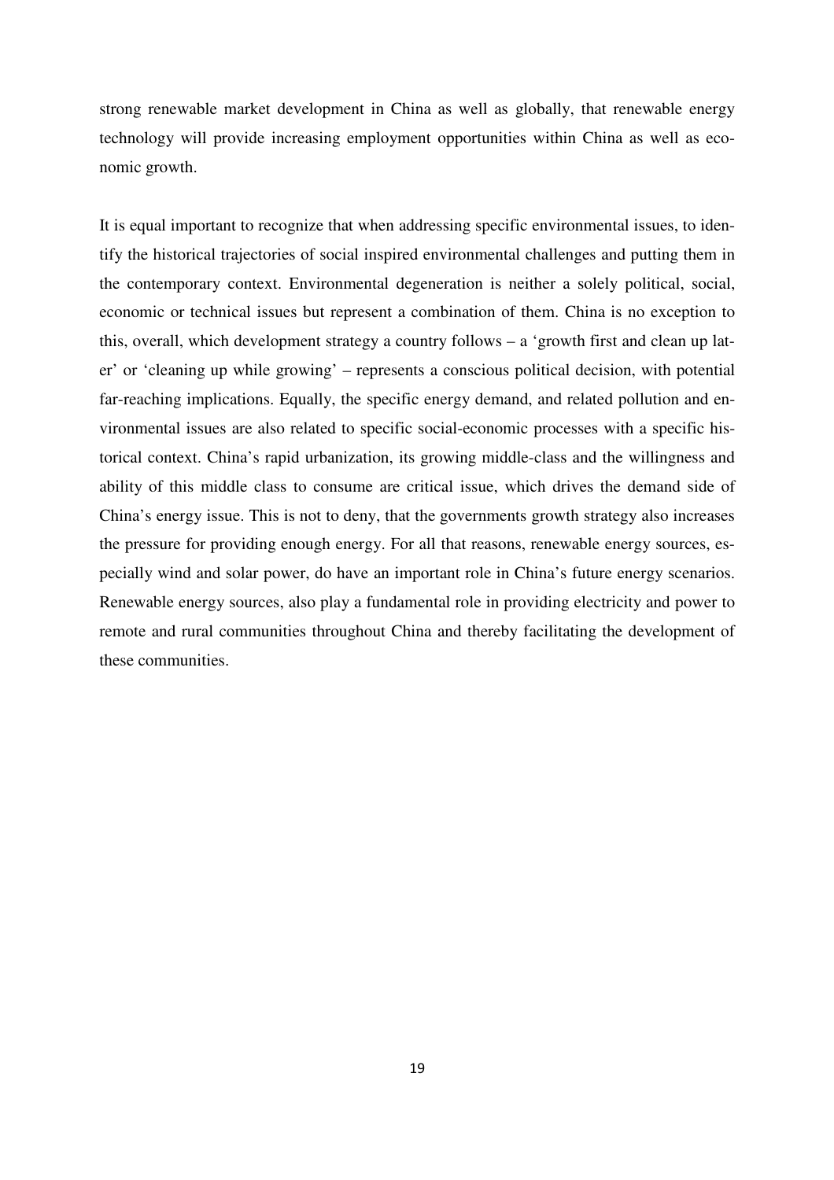strong renewable market development in China as well as globally, that renewable energy technology will provide increasing employment opportunities within China as well as economic growth.

It is equal important to recognize that when addressing specific environmental issues, to identify the historical trajectories of social inspired environmental challenges and putting them in the contemporary context. Environmental degeneration is neither a solely political, social, economic or technical issues but represent a combination of them. China is no exception to this, overall, which development strategy a country follows – a 'growth first and clean up later' or 'cleaning up while growing' – represents a conscious political decision, with potential far-reaching implications. Equally, the specific energy demand, and related pollution and environmental issues are also related to specific social-economic processes with a specific historical context. China's rapid urbanization, its growing middle-class and the willingness and ability of this middle class to consume are critical issue, which drives the demand side of China's energy issue. This is not to deny, that the governments growth strategy also increases the pressure for providing enough energy. For all that reasons, renewable energy sources, especially wind and solar power, do have an important role in China's future energy scenarios. Renewable energy sources, also play a fundamental role in providing electricity and power to remote and rural communities throughout China and thereby facilitating the development of these communities.